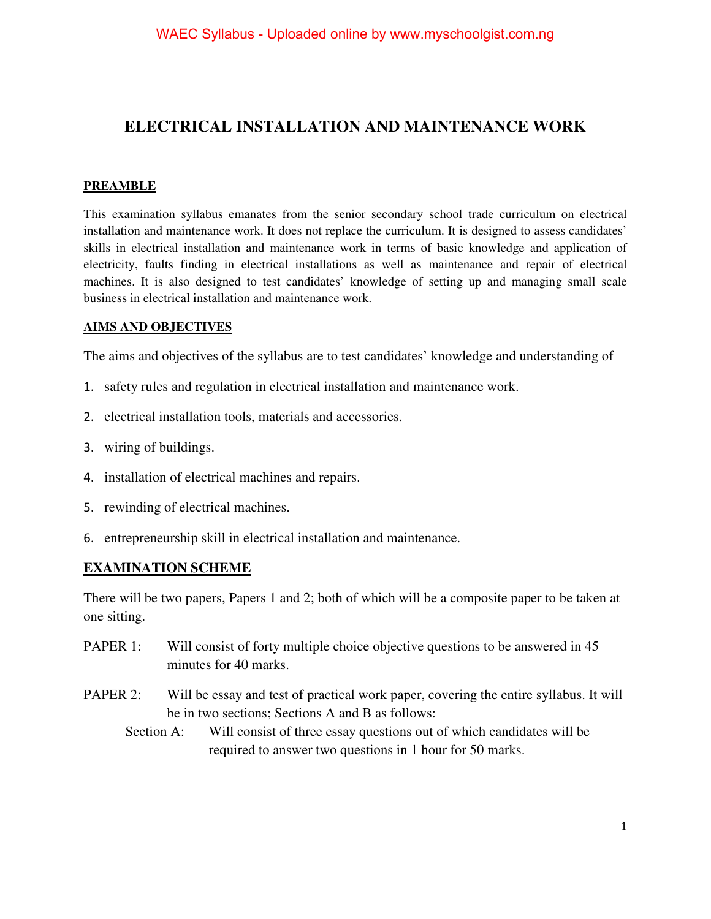# ELECTRICAL INSTALLATION AND MAINTENANCE WORK

## PREAMBLE

This examination syllabus emanates from the senior secondary school trade curriculum on electrical installation and maintenance work. It does not replace the curriculum. It is designed to assess candidates' skills in electrical installation and maintenance work in terms of basic knowledge and application of electricity, faults finding in electrical installations as well as maintenance and repair of electrical machines. It is also designed to test candidates' knowledge of setting up and managing small scale business in electrical installation and maintenance work.

## AIMS AND OBJECTIVES

The aims and objectives of the syllabus are to test candidates' knowledge and understanding of

1. safety rules and regulation in electrical installation and maintenance work.
2. electrical installation tools, materials and accessories.
3. wiring of buildings.
4. installation of electrical machines and repairs.
5. rewinding of electrical machines.
6. entrepreneurship skill in electrical installation and maintenance.

## EXAMINATION SCHEME

There will be two papers, Papers 1 and 2; both of which will be a composite paper to be taken at one sitting.

PAPER 1: Will consist of forty multiple choice objective questions to be answered in 45 minutes for 40 marks.

PAPER 2: Will be essay and test of practical work paper, covering the entire syllabus. It will be in two sections; Sections A and B as follows:

Section A: Will consist of three essay questions out of which candidates will be required to answer two questions in 1 hour for 50 marks.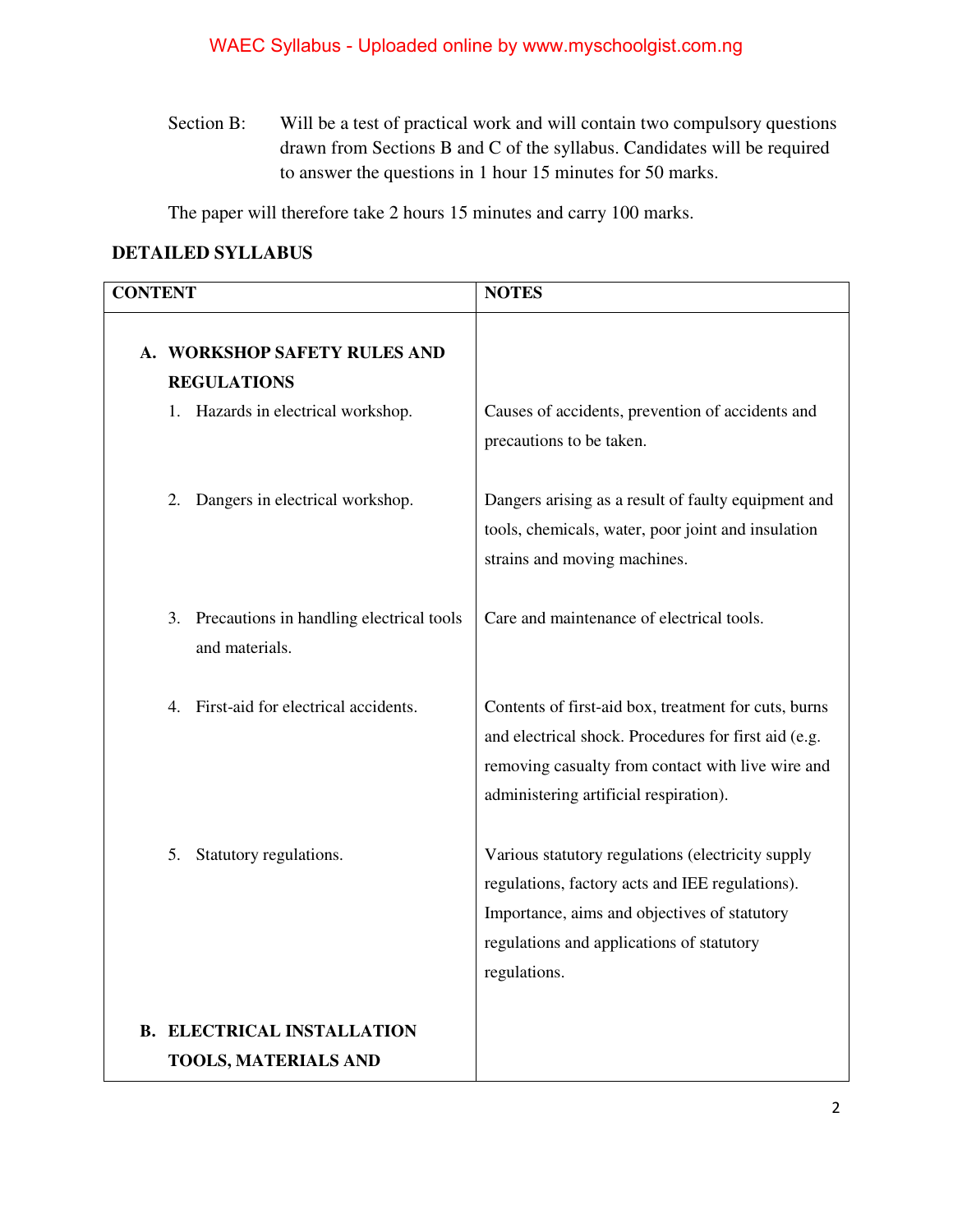Section B: Will be a test of practical work and will contain two compulsory questions drawn from Sections B and C of the syllabus. Candidates will be required to answer the questions in 1 hour 15 minutes for 50 marks.

The paper will therefore take 2 hours 15 minutes and carry 100 marks.

## DETAILED SYLLABUS

| CONTENT | NOTES |
|---|---|
| **A. WORKSHOP SAFETY RULES AND REGULATIONS** | |
| 1. Hazards in electrical workshop. | Causes of accidents, prevention of accidents and precautions to be taken. |
| 2. Dangers in electrical workshop. | Dangers arising as a result of faulty equipment and tools, chemicals, water, poor joint and insulation strains and moving machines. |
| 3. Precautions in handling electrical tools and materials. | Care and maintenance of electrical tools. |
| 4. First-aid for electrical accidents. | Contents of first-aid box, treatment for cuts, burns and electrical shock. Procedures for first aid (e.g. removing casualty from contact with live wire and administering artificial respiration). |
| 5. Statutory regulations. | Various statutory regulations (electricity supply regulations, factory acts and IEE regulations). Importance, aims and objectives of statutory regulations and applications of statutory regulations. |
| **B. ELECTRICAL INSTALLATION TOOLS, MATERIALS AND** | |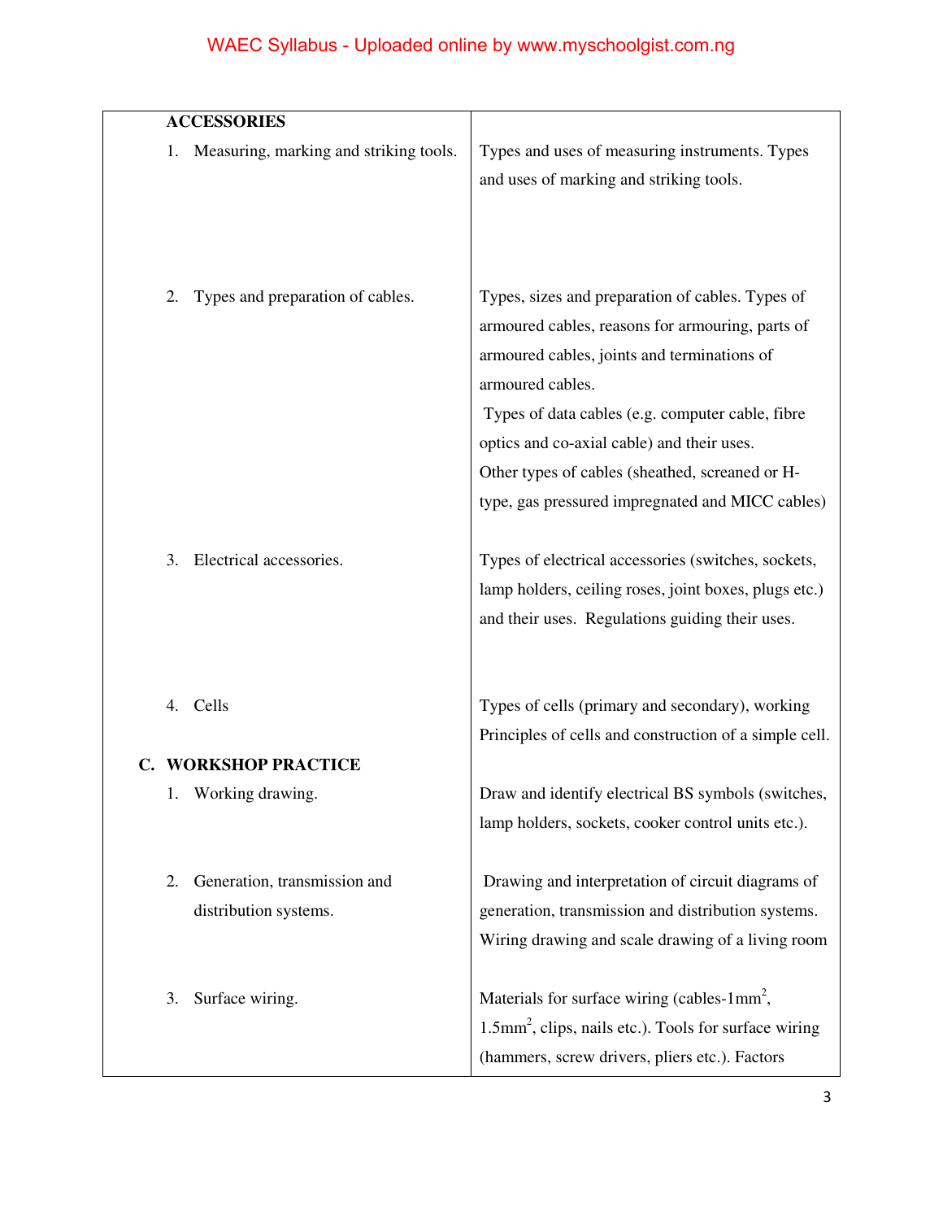| ACCESSORIES | |
|---|---|
| 1. Measuring, marking and striking tools. | Types and uses of measuring instruments. Types and uses of marking and striking tools. |
| 2. Types and preparation of cables. | Types, sizes and preparation of cables. Types of armoured cables, reasons for armouring, parts of armoured cables, joints and terminations of armoured cables.<br>Types of data cables (e.g. computer cable, fibre optics and co-axial cable) and their uses.<br>Other types of cables (sheathed, screaned or H-type, gas pressured impregnated and MICC cables) |
| 3. Electrical accessories. | Types of electrical accessories (switches, sockets, lamp holders, ceiling roses, joint boxes, plugs etc.) and their uses. Regulations guiding their uses. |
| 4. Cells | Types of cells (primary and secondary), working Principles of cells and construction of a simple cell. |
| **C. WORKSHOP PRACTICE** | |
| 1. Working drawing. | Draw and identify electrical BS symbols (switches, lamp holders, sockets, cooker control units etc.). |
| 2. Generation, transmission and distribution systems. | Drawing and interpretation of circuit diagrams of generation, transmission and distribution systems. Wiring drawing and scale drawing of a living room |
| 3. Surface wiring. | Materials for surface wiring (cables-1mm$^2$, 1.5mm$^2$, clips, nails etc.). Tools for surface wiring (hammers, screw drivers, pliers etc.). Factors |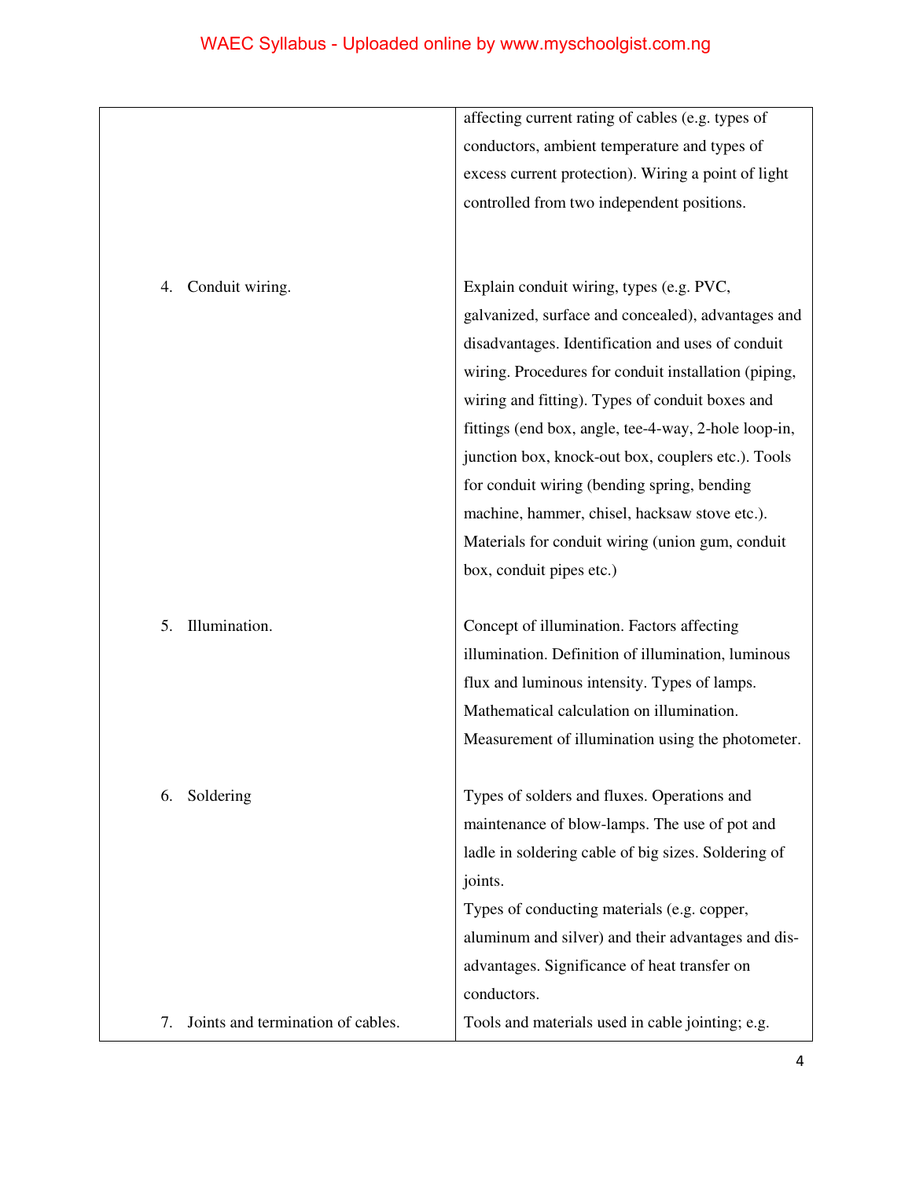| | |
|---|---|
| | affecting current rating of cables (e.g. types of conductors, ambient temperature and types of excess current protection). Wiring a point of light controlled from two independent positions. |
| 4. Conduit wiring. | Explain conduit wiring, types (e.g. PVC, galvanized, surface and concealed), advantages and disadvantages. Identification and uses of conduit wiring. Procedures for conduit installation (piping, wiring and fitting). Types of conduit boxes and fittings (end box, angle, tee-4-way, 2-hole loop-in, junction box, knock-out box, couplers etc.). Tools for conduit wiring (bending spring, bending machine, hammer, chisel, hacksaw stove etc.). Materials for conduit wiring (union gum, conduit box, conduit pipes etc.) |
| 5. Illumination. | Concept of illumination. Factors affecting illumination. Definition of illumination, luminous flux and luminous intensity. Types of lamps. Mathematical calculation on illumination. Measurement of illumination using the photometer. |
| 6. Soldering | Types of solders and fluxes. Operations and maintenance of blow-lamps. The use of pot and ladle in soldering cable of big sizes. Soldering of joints.<br>Types of conducting materials (e.g. copper, aluminum and silver) and their advantages and dis-advantages. Significance of heat transfer on conductors. |
| 7. Joints and termination of cables. | Tools and materials used in cable jointing; e.g. |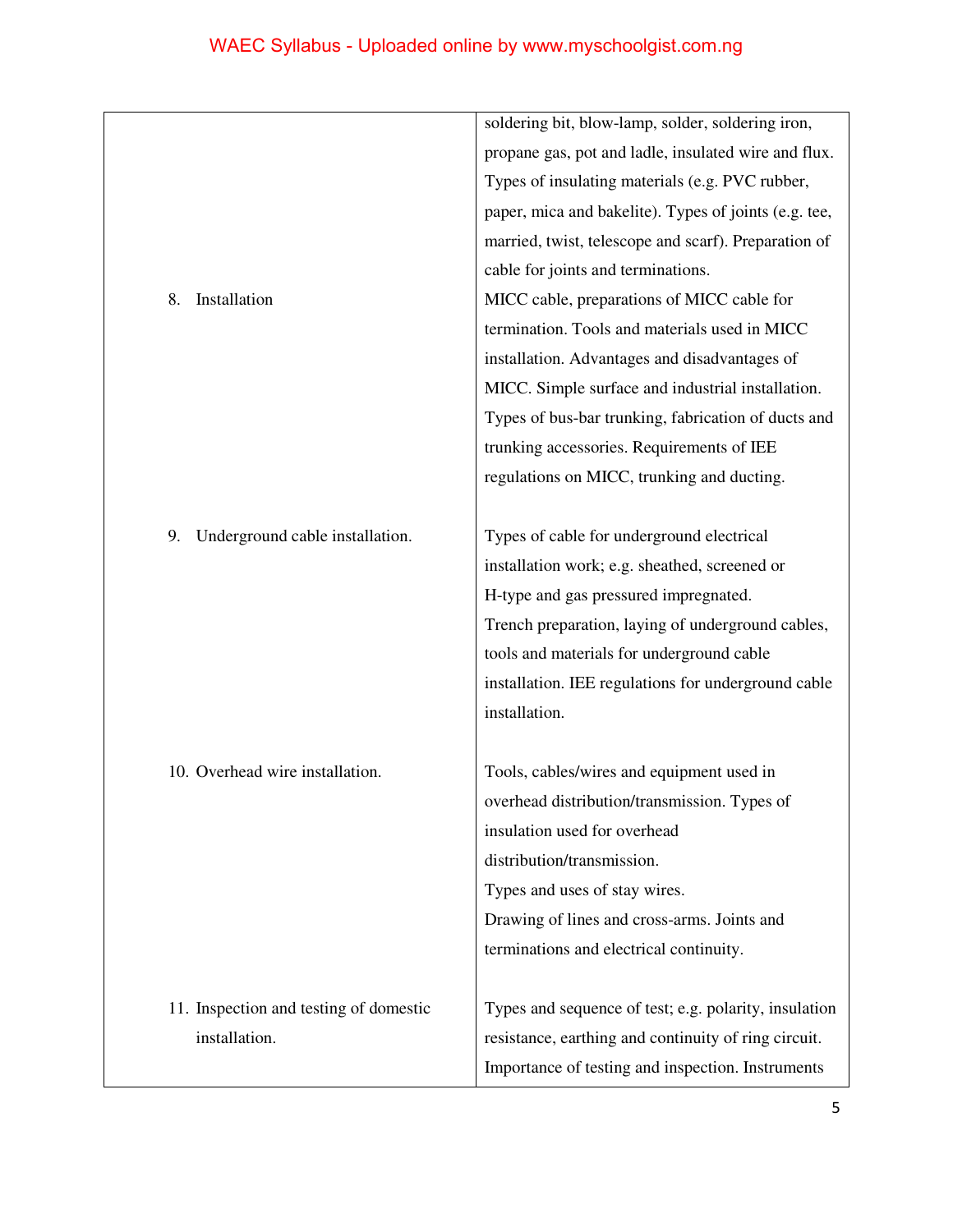| | |
|---|---|
| | soldering bit, blow-lamp, solder, soldering iron, propane gas, pot and ladle, insulated wire and flux. Types of insulating materials (e.g. PVC rubber, paper, mica and bakelite). Types of joints (e.g. tee, married, twist, telescope and scarf). Preparation of cable for joints and terminations. |
| 8. Installation | MICC cable, preparations of MICC cable for termination. Tools and materials used in MICC installation. Advantages and disadvantages of MICC. Simple surface and industrial installation. Types of bus-bar trunking, fabrication of ducts and trunking accessories. Requirements of IEE regulations on MICC, trunking and ducting. |
| 9. Underground cable installation. | Types of cable for underground electrical installation work; e.g. sheathed, screened or H-type and gas pressured impregnated. Trench preparation, laying of underground cables, tools and materials for underground cable installation. IEE regulations for underground cable installation. |
| 10. Overhead wire installation. | Tools, cables/wires and equipment used in overhead distribution/transmission. Types of insulation used for overhead distribution/transmission. Types and uses of stay wires. Drawing of lines and cross-arms. Joints and terminations and electrical continuity. |
| 11. Inspection and testing of domestic installation. | Types and sequence of test; e.g. polarity, insulation resistance, earthing and continuity of ring circuit. Importance of testing and inspection. Instruments |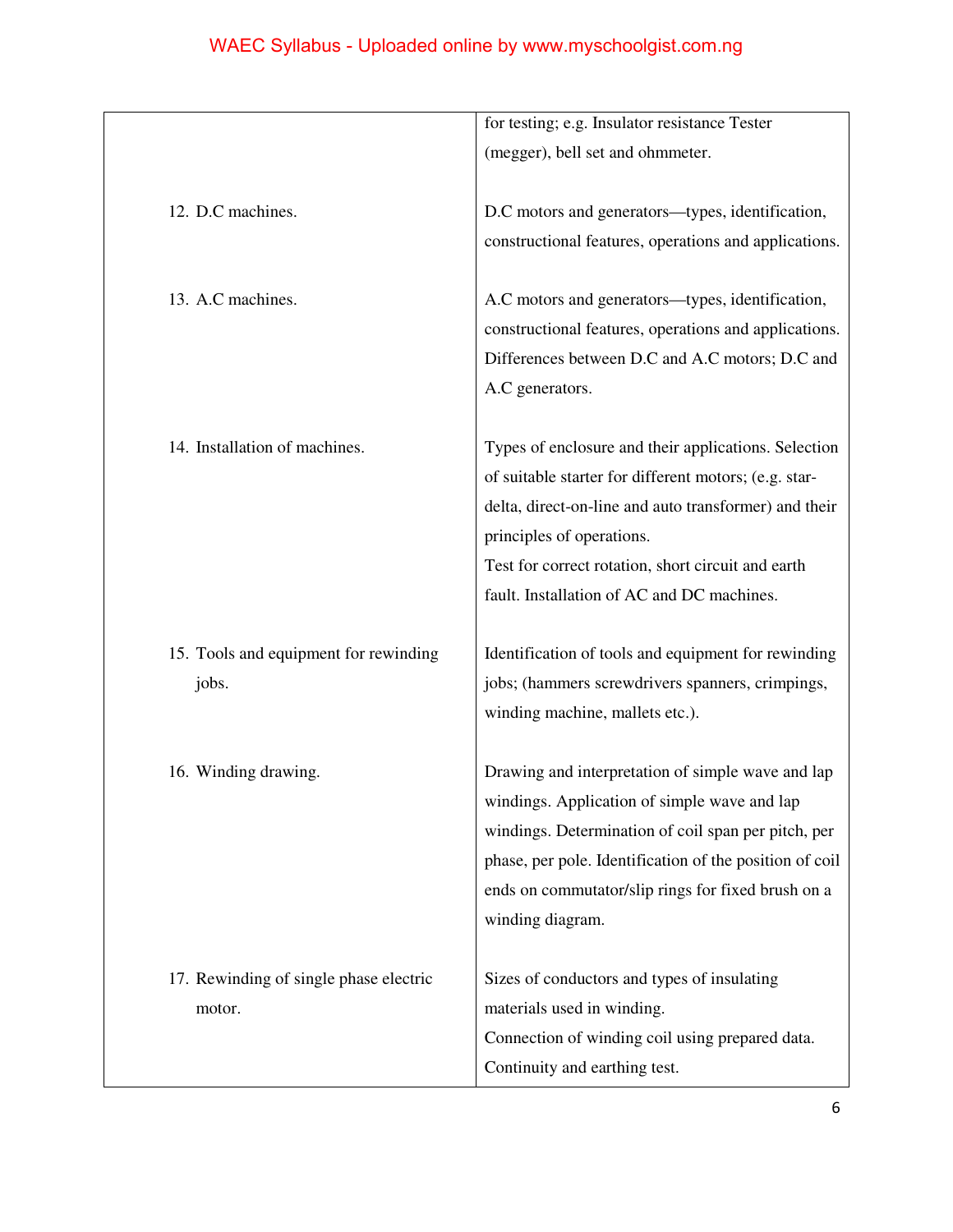| | |
|---|---|
| | for testing; e.g. Insulator resistance Tester (megger), bell set and ohmmeter. |
| 12. D.C machines. | D.C motors and generators—types, identification, constructional features, operations and applications. |
| 13. A.C machines. | A.C motors and generators—types, identification, constructional features, operations and applications. Differences between D.C and A.C motors; D.C and A.C generators. |
| 14. Installation of machines. | Types of enclosure and their applications. Selection of suitable starter for different motors; (e.g. star-delta, direct-on-line and auto transformer) and their principles of operations.<br>Test for correct rotation, short circuit and earth fault. Installation of AC and DC machines. |
| 15. Tools and equipment for rewinding jobs. | Identification of tools and equipment for rewinding jobs; (hammers screwdrivers spanners, crimpings, winding machine, mallets etc.). |
| 16. Winding drawing. | Drawing and interpretation of simple wave and lap windings. Application of simple wave and lap windings. Determination of coil span per pitch, per phase, per pole. Identification of the position of coil ends on commutator/slip rings for fixed brush on a winding diagram. |
| 17. Rewinding of single phase electric motor. | Sizes of conductors and types of insulating materials used in winding.<br>Connection of winding coil using prepared data.<br>Continuity and earthing test. |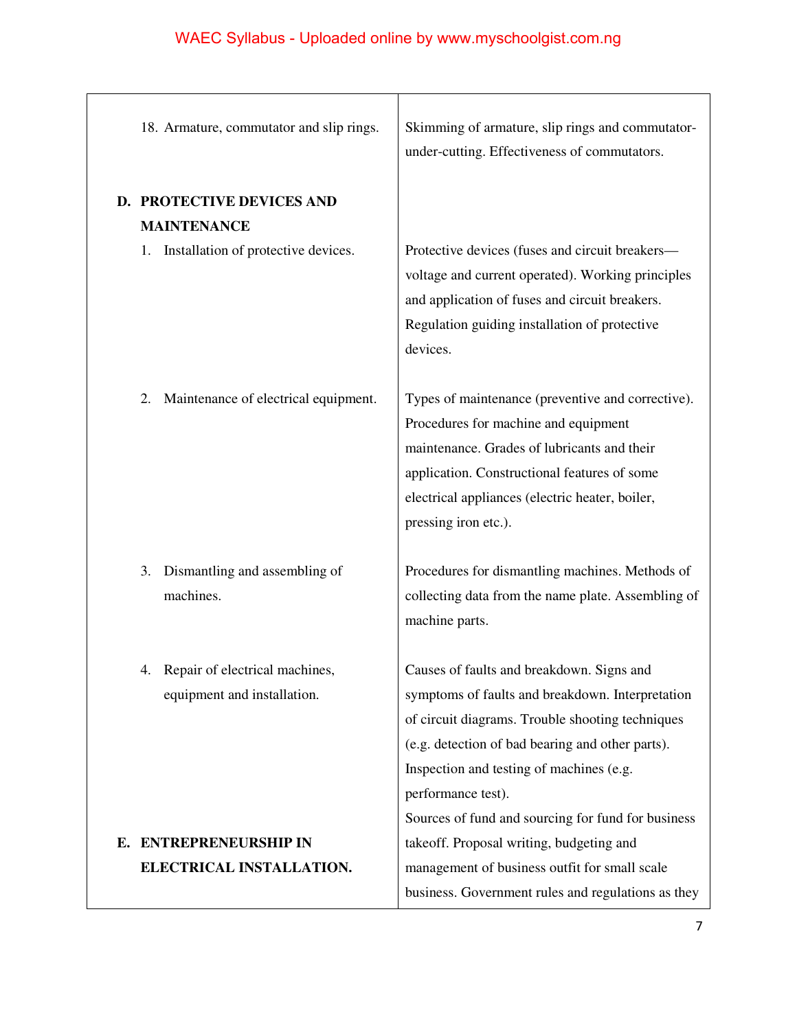| | |
|---|---|
| 18. Armature, commutator and slip rings. | Skimming of armature, slip rings and commutator-under-cutting. Effectiveness of commutators. |
| **D. PROTECTIVE DEVICES AND MAINTENANCE** | |
| 1. Installation of protective devices. | Protective devices (fuses and circuit breakers—voltage and current operated). Working principles and application of fuses and circuit breakers. Regulation guiding installation of protective devices. |
| 2. Maintenance of electrical equipment. | Types of maintenance (preventive and corrective). Procedures for machine and equipment maintenance. Grades of lubricants and their application. Constructional features of some electrical appliances (electric heater, boiler, pressing iron etc.). |
| 3. Dismantling and assembling of machines. | Procedures for dismantling machines. Methods of collecting data from the name plate. Assembling of machine parts. |
| 4. Repair of electrical machines, equipment and installation. | Causes of faults and breakdown. Signs and symptoms of faults and breakdown. Interpretation of circuit diagrams. Trouble shooting techniques (e.g. detection of bad bearing and other parts). Inspection and testing of machines (e.g. performance test). |
| **E. ENTREPRENEURSHIP IN ELECTRICAL INSTALLATION.** | Sources of fund and sourcing for fund for business takeoff. Proposal writing, budgeting and management of business outfit for small scale business. Government rules and regulations as they |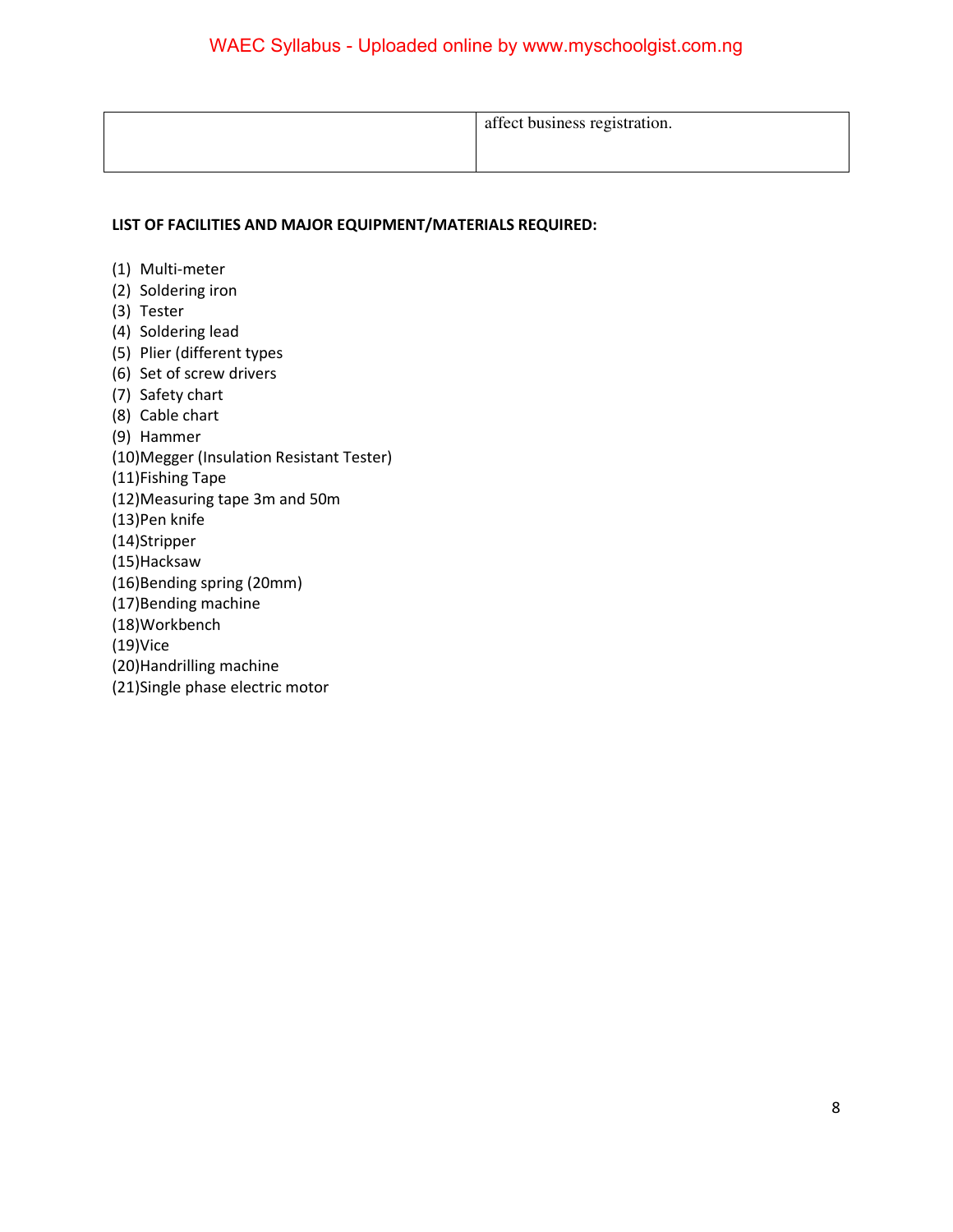| | |
|---|---|
| | affect business registration. |

**LIST OF FACILITIES AND MAJOR EQUIPMENT/MATERIALS REQUIRED:**

(1) Multi-meter
(2) Soldering iron
(3) Tester
(4) Soldering lead
(5) Plier (different types
(6) Set of screw drivers
(7) Safety chart
(8) Cable chart
(9) Hammer
(10)Megger (Insulation Resistant Tester)
(11)Fishing Tape
(12)Measuring tape 3m and 50m
(13)Pen knife
(14)Stripper
(15)Hacksaw
(16)Bending spring (20mm)
(17)Bending machine
(18)Workbench
(19)Vice
(20)Handrilling machine
(21)Single phase electric motor